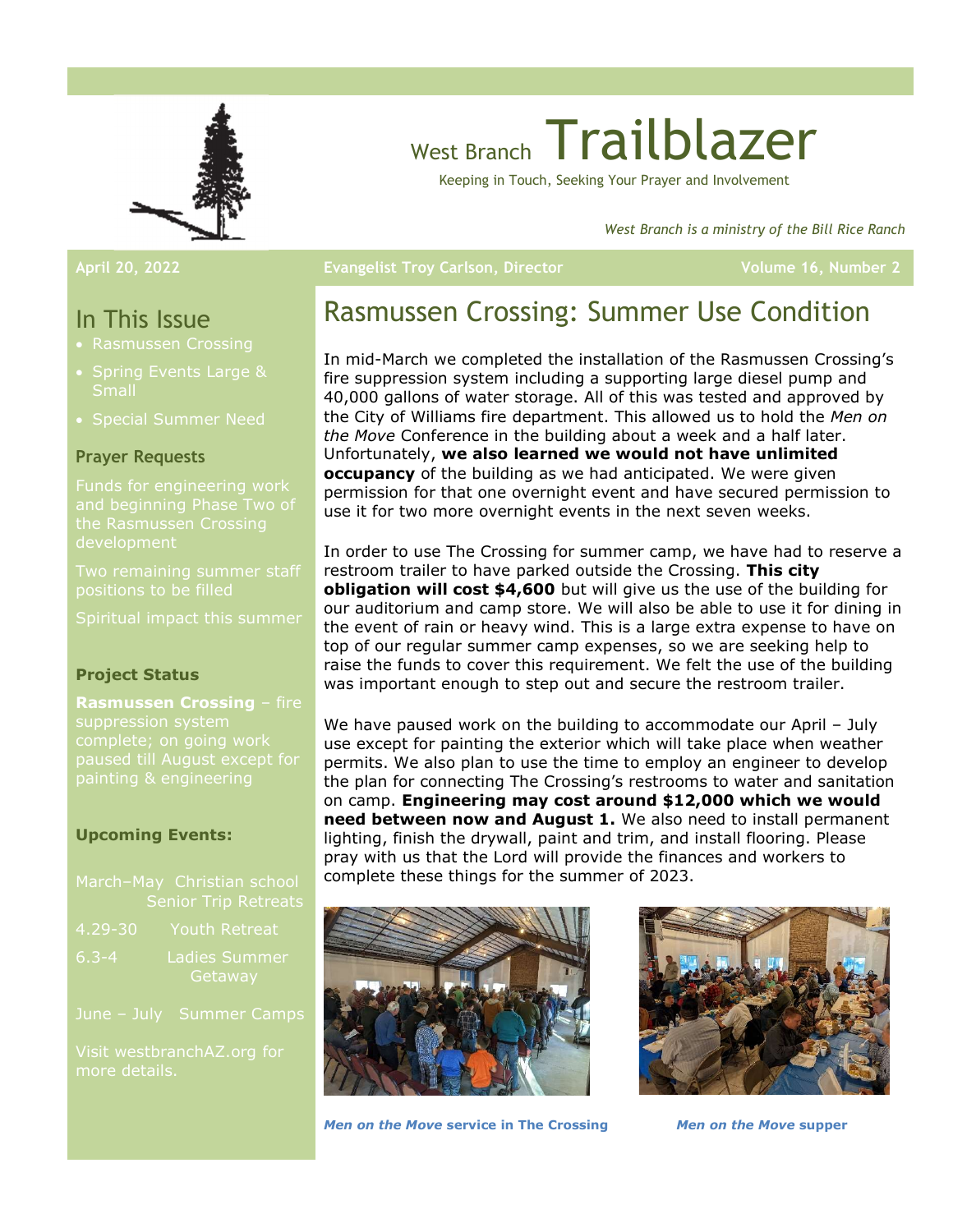# West Branch Trailblazer

Keeping in Touch, Seeking Your Prayer and Involvement

*West Branch is a ministry of the Bill Rice Ranch*

April 20, 2022 — Evangelist Troy Carlson, Director — Volume 16, Number 2

## In This Issue

- Rasmussen Crossing
- Spring Events Large & Small
- Special Summer Need

### Prayer Requests

Funds for engineering work and beginning Phase Two of the Rasmussen Crossing development

Two remaining summer staff positions to be filled

Spiritual impact this summer

### Project Status

**Rasmussen Crossing** – fire suppression system complete; on going work paused till August except for painting & engineering

### Upcoming Events:

March–May Christian school Senior Trip Retreats

4.29-30 Youth Retreat

6.3-4 Ladies Summer Getaway

June – July Summer Camps

Visit westbranchAZ.org for more details.

## Rasmussen Crossing: Summer Use Condition

In mid-March we completed the installation of the Rasmussen Crossing's fire suppression system including a supporting large diesel pump and 40,000 gallons of water storage. All of this was tested and approved by the City of Williams fire department. This allowed us to hold the *Men on the Move* Conference in the building about a week and a half later. Unfortunately, **we also learned we would not have unlimited occupancy** of the building as we had anticipated. We were given permission for that one overnight event and have secured permission to use it for two more overnight events in the next seven weeks.

In order to use The Crossing for summer camp, we have had to reserve a restroom trailer to have parked outside the Crossing. **This city obligation will cost $4,600** but will give us the use of the building for our auditorium and camp store. We will also be able to use it for dining in the event of rain or heavy wind. This is a large extra expense to have on top of our regular summer camp expenses, so we are seeking help to raise the funds to cover this requirement. We felt the use of the building was important enough to step out and secure the restroom trailer.

We have paused work on the building to accommodate our April – July use except for painting the exterior which will take place when weather permits. We also plan to use the time to employ an engineer to develop the plan for connecting The Crossing's restrooms to water and sanitation on camp. **Engineering may cost around $12,000 which we would need between now and August 1.** We also need to install permanent lighting, finish the drywall, paint and trim, and install flooring. Please pray with us that the Lord will provide the finances and workers to complete these things for the summer of 2023.

***Men on the Move*** **service in The Crossing**

***Men on the Move*** **supper**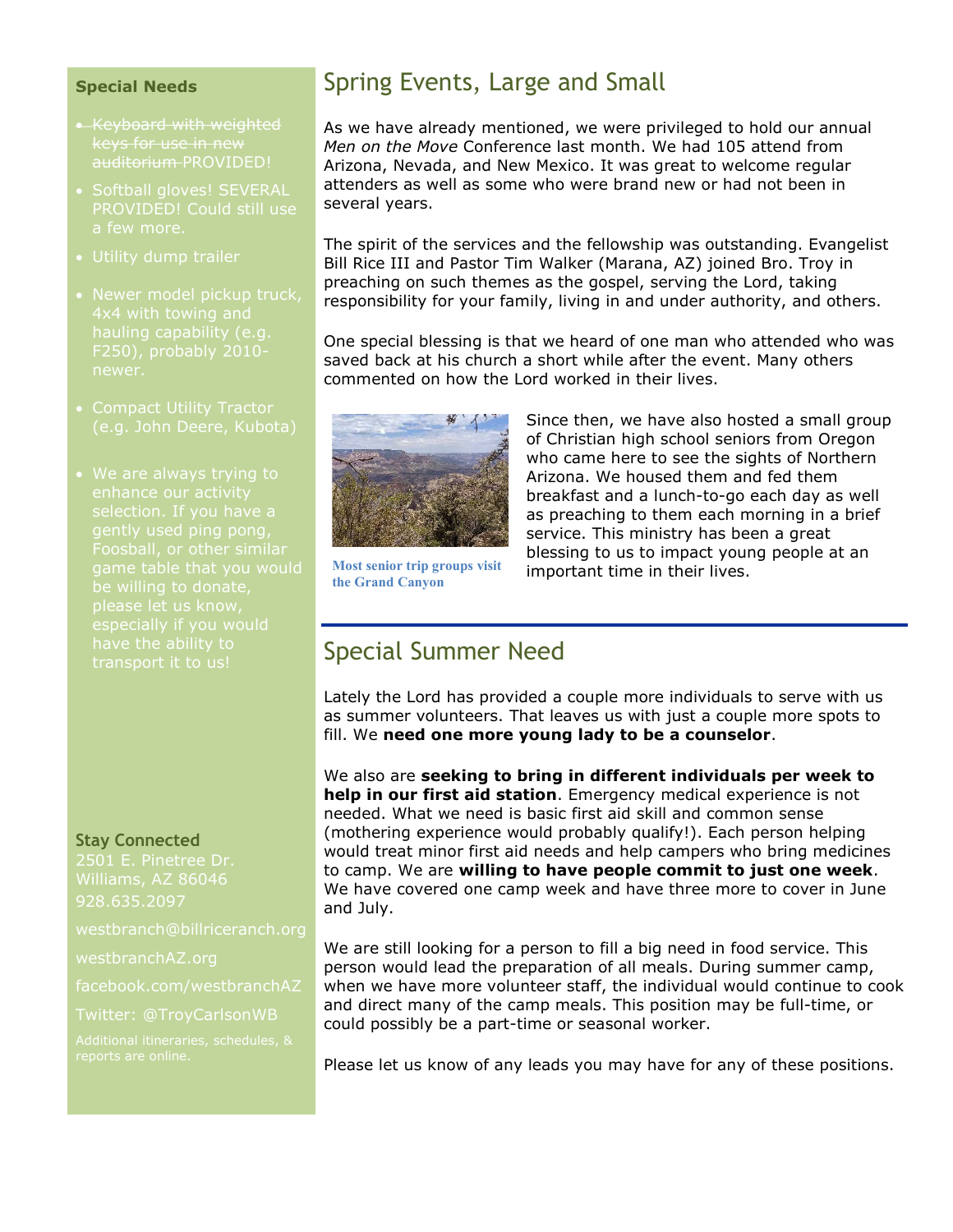## Special Needs

- ~~Keyboard with weighted keys for use in new auditorium~~ PROVIDED!
- Softball gloves! SEVERAL PROVIDED! Could still use a few more.
- Utility dump trailer
- Newer model pickup truck, 4x4 with towing and hauling capability (e.g. F250), probably 2010-newer.
- Compact Utility Tractor (e.g. John Deere, Kubota)
- We are always trying to enhance our activity selection. If you have a gently used ping pong, Foosball, or other similar game table that you would be willing to donate, please let us know, especially if you would have the ability to transport it to us!

## Stay Connected

2501 E. Pinetree Dr.
Williams, AZ 86046
928.635.2097

westbranch@billriceranch.org

westbranchAZ.org

facebook.com/westbranchAZ

Twitter: @TroyCarlsonWB

Additional itineraries, schedules, & reports are online.

# Spring Events, Large and Small

As we have already mentioned, we were privileged to hold our annual *Men on the Move* Conference last month. We had 105 attend from Arizona, Nevada, and New Mexico. It was great to welcome regular attenders as well as some who were brand new or had not been in several years.

The spirit of the services and the fellowship was outstanding. Evangelist Bill Rice III and Pastor Tim Walker (Marana, AZ) joined Bro. Troy in preaching on such themes as the gospel, serving the Lord, taking responsibility for your family, living in and under authority, and others.

One special blessing is that we heard of one man who attended who was saved back at his church a short while after the event. Many others commented on how the Lord worked in their lives.

Most senior trip groups visit the Grand Canyon

Since then, we have also hosted a small group of Christian high school seniors from Oregon who came here to see the sights of Northern Arizona. We housed them and fed them breakfast and a lunch-to-go each day as well as preaching to them each morning in a brief service. This ministry has been a great blessing to us to impact young people at an important time in their lives.

# Special Summer Need

Lately the Lord has provided a couple more individuals to serve with us as summer volunteers. That leaves us with just a couple more spots to fill. We **need one more young lady to be a counselor**.

We also are **seeking to bring in different individuals per week to help in our first aid station**. Emergency medical experience is not needed. What we need is basic first aid skill and common sense (mothering experience would probably qualify!). Each person helping would treat minor first aid needs and help campers who bring medicines to camp. We are **willing to have people commit to just one week**. We have covered one camp week and have three more to cover in June and July.

We are still looking for a person to fill a big need in food service. This person would lead the preparation of all meals. During summer camp, when we have more volunteer staff, the individual would continue to cook and direct many of the camp meals. This position may be full-time, or could possibly be a part-time or seasonal worker.

Please let us know of any leads you may have for any of these positions.